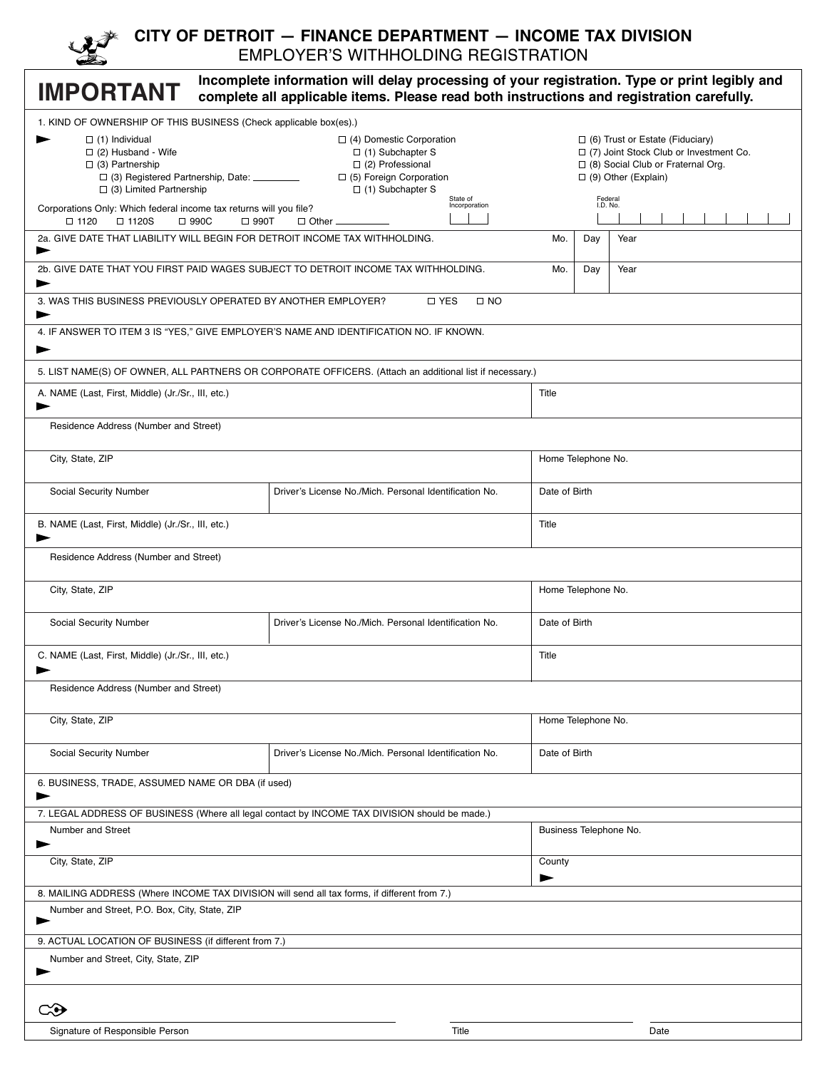# CITY OF DETROIT — FINANCE DEPARTMENT — INCOME TAX DIVISION

## EMPLOYER'S WITHHOLDING REGISTRATION

**IMPORTANT** **Incomplete information will delay processing of your registration. Type or print legibly and complete all applicable items. Please read both instructions and registration carefully.**

1. KIND OF OWNERSHIP OF THIS BUSINESS (Check applicable box(es).)

- ☐ (1) Individual
- ☐ (2) Husband - Wife
- ☐ (3) Partnership
  - ☐ (3) Registered Partnership, Date: ________
  - ☐ (3) Limited Partnership
- ☐ (4) Domestic Corporation
  - ☐ (1) Subchapter S
  - ☐ (2) Professional
- ☐ (5) Foreign Corporation
  - ☐ (1) Subchapter S
- ☐ (6) Trust or Estate (Fiduciary)
- ☐ (7) Joint Stock Club or Investment Co.
- ☐ (8) Social Club or Fraternal Org.
- ☐ (9) Other (Explain)

Corporations Only: Which federal income tax returns will you file?
☐ 1120 ☐ 1120S ☐ 990C ☐ 990T ☐ Other ________

State of Incorporation: ____ Federal I.D. No.: ____

| 2a. GIVE DATE THAT LIABILITY WILL BEGIN FOR DETROIT INCOME TAX WITHHOLDING. | Mo. | Day | Year |
|---|---|---|---|
| 2b. GIVE DATE THAT YOU FIRST PAID WAGES SUBJECT TO DETROIT INCOME TAX WITHHOLDING. | Mo. | Day | Year |

3. WAS THIS BUSINESS PREVIOUSLY OPERATED BY ANOTHER EMPLOYER? ☐ YES ☐ NO

4. IF ANSWER TO ITEM 3 IS "YES," GIVE EMPLOYER'S NAME AND IDENTIFICATION NO. IF KNOWN.

5. LIST NAME(S) OF OWNER, ALL PARTNERS OR CORPORATE OFFICERS. (Attach an additional list if necessary.)

| A. NAME (Last, First, Middle) (Jr./Sr., III, etc.) | | Title |
|---|---|---|
| Residence Address (Number and Street) | | |
| City, State, ZIP | | Home Telephone No. |
| Social Security Number | Driver's License No./Mich. Personal Identification No. | Date of Birth |

| B. NAME (Last, First, Middle) (Jr./Sr., III, etc.) | | Title |
|---|---|---|
| Residence Address (Number and Street) | | |
| City, State, ZIP | | Home Telephone No. |
| Social Security Number | Driver's License No./Mich. Personal Identification No. | Date of Birth |

| C. NAME (Last, First, Middle) (Jr./Sr., III, etc.) | | Title |
|---|---|---|
| Residence Address (Number and Street) | | |
| City, State, ZIP | | Home Telephone No. |
| Social Security Number | Driver's License No./Mich. Personal Identification No. | Date of Birth |

6. BUSINESS, TRADE, ASSUMED NAME OR DBA (if used)

7. LEGAL ADDRESS OF BUSINESS (Where all legal contact by INCOME TAX DIVISION should be made.)

| Number and Street | Business Telephone No. |
|---|---|
| City, State, ZIP | County |

8. MAILING ADDRESS (Where INCOME TAX DIVISION will send all tax forms, if different from 7.)

Number and Street, P.O. Box, City, State, ZIP

9. ACTUAL LOCATION OF BUSINESS (if different from 7.)

Number and Street, City, State, ZIP

| Signature of Responsible Person | Title | Date |
|---|---|---|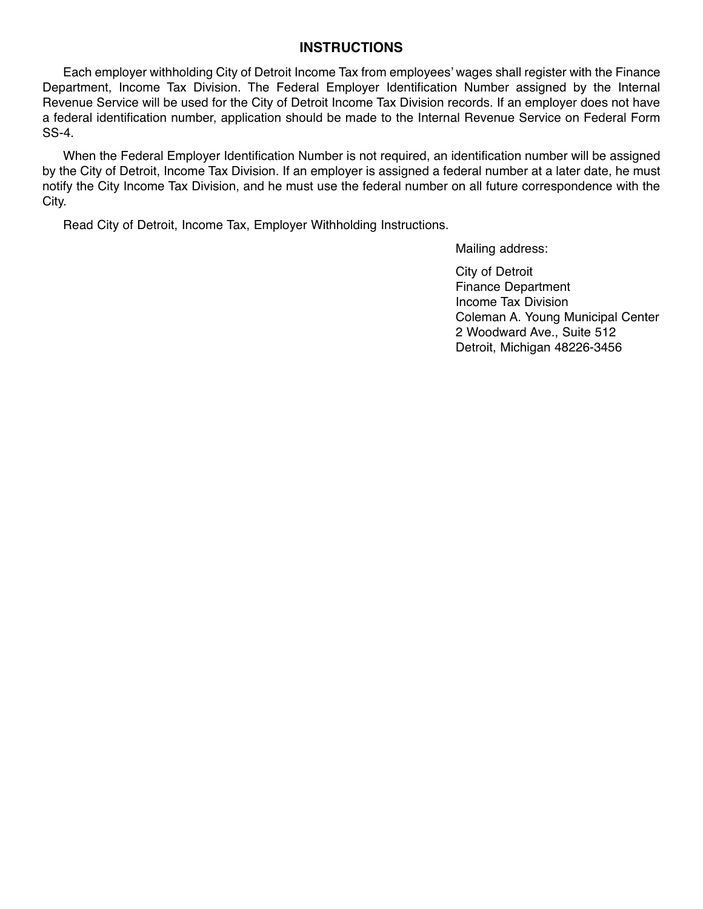## INSTRUCTIONS

Each employer withholding City of Detroit Income Tax from employees' wages shall register with the Finance Department, Income Tax Division. The Federal Employer Identification Number assigned by the Internal Revenue Service will be used for the City of Detroit Income Tax Division records. If an employer does not have a federal identification number, application should be made to the Internal Revenue Service on Federal Form SS-4.

When the Federal Employer Identification Number is not required, an identification number will be assigned by the City of Detroit, Income Tax Division. If an employer is assigned a federal number at a later date, he must notify the City Income Tax Division, and he must use the federal number on all future correspondence with the City.

Read City of Detroit, Income Tax, Employer Withholding Instructions.

Mailing address:

City of Detroit
Finance Department
Income Tax Division
Coleman A. Young Municipal Center
2 Woodward Ave., Suite 512
Detroit, Michigan 48226-3456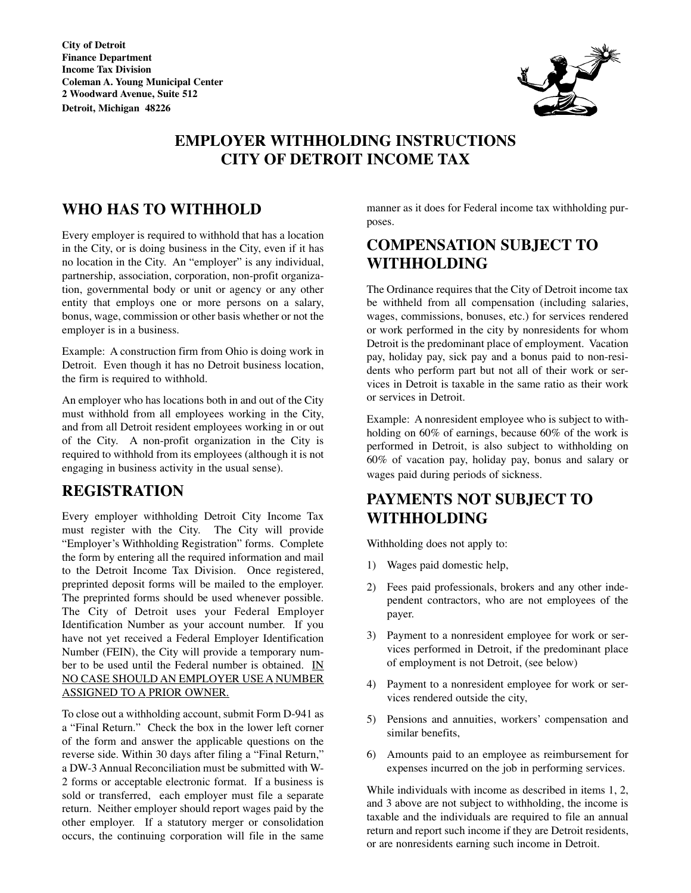**City of Detroit**
**Finance Department**
**Income Tax Division**
**Coleman A. Young Municipal Center**
**2 Woodward Avenue, Suite 512**
**Detroit, Michigan 48226**

# EMPLOYER WITHHOLDING INSTRUCTIONS
# CITY OF DETROIT INCOME TAX

## WHO HAS TO WITHHOLD

Every employer is required to withhold that has a location in the City, or is doing business in the City, even if it has no location in the City. An "employer" is any individual, partnership, association, corporation, non-profit organization, governmental body or unit or agency or any other entity that employs one or more persons on a salary, bonus, wage, commission or other basis whether or not the employer is in a business.

Example: A construction firm from Ohio is doing work in Detroit. Even though it has no Detroit business location, the firm is required to withhold.

An employer who has locations both in and out of the City must withhold from all employees working in the City, and from all Detroit resident employees working in or out of the City. A non-profit organization in the City is required to withhold from its employees (although it is not engaging in business activity in the usual sense).

## REGISTRATION

Every employer withholding Detroit City Income Tax must register with the City. The City will provide "Employer's Withholding Registration" forms. Complete the form by entering all the required information and mail to the Detroit Income Tax Division. Once registered, preprinted deposit forms will be mailed to the employer. The preprinted forms should be used whenever possible. The City of Detroit uses your Federal Employer Identification Number as your account number. If you have not yet received a Federal Employer Identification Number (FEIN), the City will provide a temporary number to be used until the Federal number is obtained. <u>IN NO CASE SHOULD AN EMPLOYER USE A NUMBER ASSIGNED TO A PRIOR OWNER.</u>

To close out a withholding account, submit Form D-941 as a "Final Return." Check the box in the lower left corner of the form and answer the applicable questions on the reverse side. Within 30 days after filing a "Final Return," a DW-3 Annual Reconciliation must be submitted with W-2 forms or acceptable electronic format. If a business is sold or transferred, each employer must file a separate return. Neither employer should report wages paid by the other employer. If a statutory merger or consolidation occurs, the continuing corporation will file in the same manner as it does for Federal income tax withholding purposes.

## COMPENSATION SUBJECT TO WITHHOLDING

The Ordinance requires that the City of Detroit income tax be withheld from all compensation (including salaries, wages, commissions, bonuses, etc.) for services rendered or work performed in the city by nonresidents for whom Detroit is the predominant place of employment. Vacation pay, holiday pay, sick pay and a bonus paid to non-residents who perform part but not all of their work or services in Detroit is taxable in the same ratio as their work or services in Detroit.

Example: A nonresident employee who is subject to withholding on 60% of earnings, because 60% of the work is performed in Detroit, is also subject to withholding on 60% of vacation pay, holiday pay, bonus and salary or wages paid during periods of sickness.

## PAYMENTS NOT SUBJECT TO WITHHOLDING

Withholding does not apply to:

1) Wages paid domestic help,
2) Fees paid professionals, brokers and any other independent contractors, who are not employees of the payer.
3) Payment to a nonresident employee for work or services performed in Detroit, if the predominant place of employment is not Detroit, (see below)
4) Payment to a nonresident employee for work or services rendered outside the city,
5) Pensions and annuities, workers' compensation and similar benefits,
6) Amounts paid to an employee as reimbursement for expenses incurred on the job in performing services.

While individuals with income as described in items 1, 2, and 3 above are not subject to withholding, the income is taxable and the individuals are required to file an annual return and report such income if they are Detroit residents, or are nonresidents earning such income in Detroit.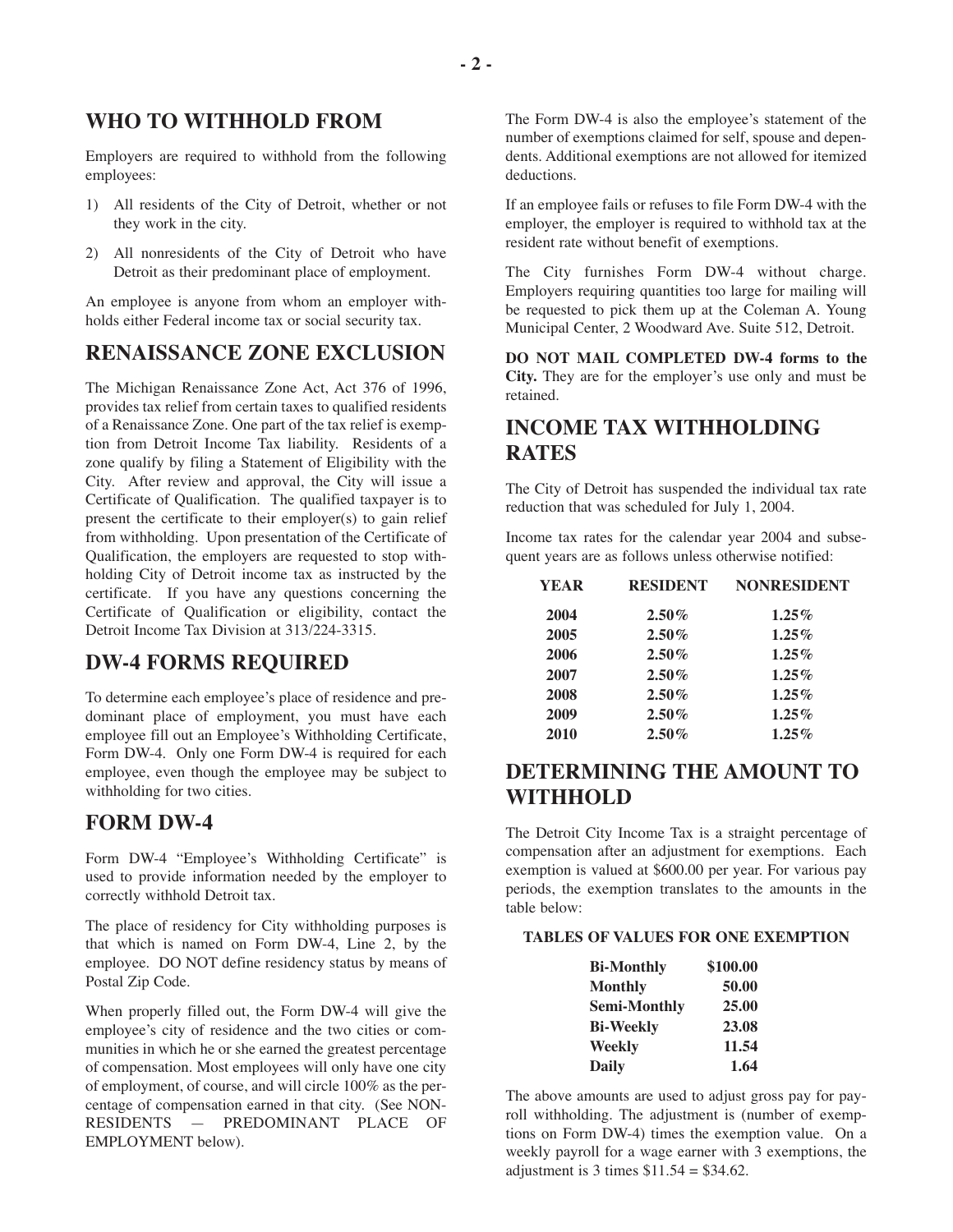## WHO TO WITHHOLD FROM

Employers are required to withhold from the following employees:

1) All residents of the City of Detroit, whether or not they work in the city.
2) All nonresidents of the City of Detroit who have Detroit as their predominant place of employment.

An employee is anyone from whom an employer withholds either Federal income tax or social security tax.

## RENAISSANCE ZONE EXCLUSION

The Michigan Renaissance Zone Act, Act 376 of 1996, provides tax relief from certain taxes to qualified residents of a Renaissance Zone. One part of the tax relief is exemption from Detroit Income Tax liability. Residents of a zone qualify by filing a Statement of Eligibility with the City. After review and approval, the City will issue a Certificate of Qualification. The qualified taxpayer is to present the certificate to their employer(s) to gain relief from withholding. Upon presentation of the Certificate of Qualification, the employers are requested to stop withholding City of Detroit income tax as instructed by the certificate. If you have any questions concerning the Certificate of Qualification or eligibility, contact the Detroit Income Tax Division at 313/224-3315.

## DW-4 FORMS REQUIRED

To determine each employee's place of residence and predominant place of employment, you must have each employee fill out an Employee's Withholding Certificate, Form DW-4. Only one Form DW-4 is required for each employee, even though the employee may be subject to withholding for two cities.

## FORM DW-4

Form DW-4 "Employee's Withholding Certificate" is used to provide information needed by the employer to correctly withhold Detroit tax.

The place of residency for City withholding purposes is that which is named on Form DW-4, Line 2, by the employee. DO NOT define residency status by means of Postal Zip Code.

When properly filled out, the Form DW-4 will give the employee's city of residence and the two cities or communities in which he or she earned the greatest percentage of compensation. Most employees will only have one city of employment, of course, and will circle 100% as the percentage of compensation earned in that city. (See NON-RESIDENTS — PREDOMINANT PLACE OF EMPLOYMENT below).

The Form DW-4 is also the employee's statement of the number of exemptions claimed for self, spouse and dependents. Additional exemptions are not allowed for itemized deductions.

If an employee fails or refuses to file Form DW-4 with the employer, the employer is required to withhold tax at the resident rate without benefit of exemptions.

The City furnishes Form DW-4 without charge. Employers requiring quantities too large for mailing will be requested to pick them up at the Coleman A. Young Municipal Center, 2 Woodward Ave. Suite 512, Detroit.

**DO NOT MAIL COMPLETED DW-4 forms to the City.** They are for the employer's use only and must be retained.

## INCOME TAX WITHHOLDING RATES

The City of Detroit has suspended the individual tax rate reduction that was scheduled for July 1, 2004.

Income tax rates for the calendar year 2004 and subsequent years are as follows unless otherwise notified:

| YEAR | RESIDENT | NONRESIDENT |
|---|---|---|
| 2004 | 2.50% | 1.25% |
| 2005 | 2.50% | 1.25% |
| 2006 | 2.50% | 1.25% |
| 2007 | 2.50% | 1.25% |
| 2008 | 2.50% | 1.25% |
| 2009 | 2.50% | 1.25% |
| 2010 | 2.50% | 1.25% |

## DETERMINING THE AMOUNT TO WITHHOLD

The Detroit City Income Tax is a straight percentage of compensation after an adjustment for exemptions. Each exemption is valued at $600.00 per year. For various pay periods, the exemption translates to the amounts in the table below:

**TABLES OF VALUES FOR ONE EXEMPTION**

| | |
|---|---|
| **Bi-Monthly** | **$100.00** |
| **Monthly** | **50.00** |
| **Semi-Monthly** | **25.00** |
| **Bi-Weekly** | **23.08** |
| **Weekly** | **11.54** |
| **Daily** | **1.64** |

The above amounts are used to adjust gross pay for payroll withholding. The adjustment is (number of exemptions on Form DW-4) times the exemption value. On a weekly payroll for a wage earner with 3 exemptions, the adjustment is 3 times $11.54 = $34.62.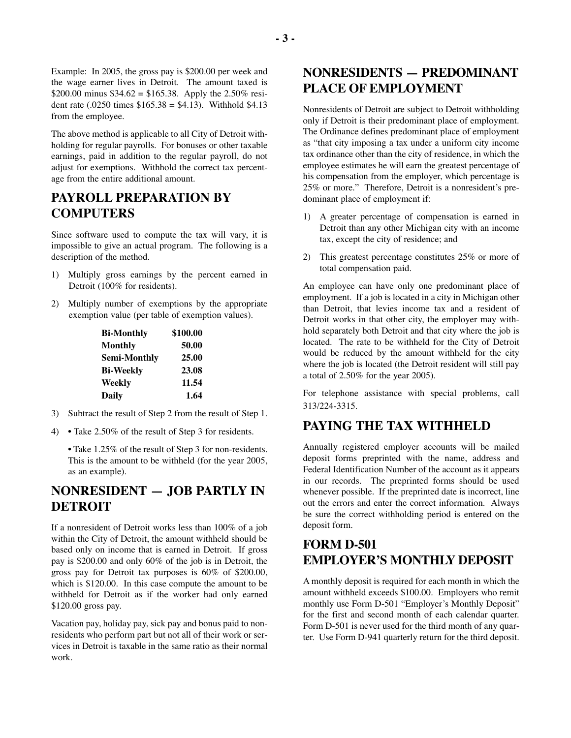Example: In 2005, the gross pay is $200.00 per week and the wage earner lives in Detroit. The amount taxed is $200.00 minus $34.62 = $165.38. Apply the 2.50% resident rate (.0250 times $165.38 = $4.13). Withhold $4.13 from the employee.

The above method is applicable to all City of Detroit withholding for regular payrolls. For bonuses or other taxable earnings, paid in addition to the regular payroll, do not adjust for exemptions. Withhold the correct tax percentage from the entire additional amount.

## PAYROLL PREPARATION BY COMPUTERS

Since software used to compute the tax will vary, it is impossible to give an actual program. The following is a description of the method.

1) Multiply gross earnings by the percent earned in Detroit (100% for residents).
2) Multiply number of exemptions by the appropriate exemption value (per table of exemption values).

| | |
|---|---|
| **Bi-Monthly** | **$100.00** |
| **Monthly** | **50.00** |
| **Semi-Monthly** | **25.00** |
| **Bi-Weekly** | **23.08** |
| **Weekly** | **11.54** |
| **Daily** | **1.64** |

3) Subtract the result of Step 2 from the result of Step 1.
4) • Take 2.50% of the result of Step 3 for residents.

   • Take 1.25% of the result of Step 3 for non-residents. This is the amount to be withheld (for the year 2005, as an example).

## NONRESIDENT — JOB PARTLY IN DETROIT

If a nonresident of Detroit works less than 100% of a job within the City of Detroit, the amount withheld should be based only on income that is earned in Detroit. If gross pay is $200.00 and only 60% of the job is in Detroit, the gross pay for Detroit tax purposes is 60% of $200.00, which is $120.00. In this case compute the amount to be withheld for Detroit as if the worker had only earned $120.00 gross pay.

Vacation pay, holiday pay, sick pay and bonus paid to nonresidents who perform part but not all of their work or services in Detroit is taxable in the same ratio as their normal work.

## NONRESIDENTS — PREDOMINANT PLACE OF EMPLOYMENT

Nonresidents of Detroit are subject to Detroit withholding only if Detroit is their predominant place of employment. The Ordinance defines predominant place of employment as "that city imposing a tax under a uniform city income tax ordinance other than the city of residence, in which the employee estimates he will earn the greatest percentage of his compensation from the employer, which percentage is 25% or more." Therefore, Detroit is a nonresident's predominant place of employment if:

1) A greater percentage of compensation is earned in Detroit than any other Michigan city with an income tax, except the city of residence; and
2) This greatest percentage constitutes 25% or more of total compensation paid.

An employee can have only one predominant place of employment. If a job is located in a city in Michigan other than Detroit, that levies income tax and a resident of Detroit works in that other city, the employer may withhold separately both Detroit and that city where the job is located. The rate to be withheld for the City of Detroit would be reduced by the amount withheld for the city where the job is located (the Detroit resident will still pay a total of 2.50% for the year 2005).

For telephone assistance with special problems, call 313/224-3315.

## PAYING THE TAX WITHHELD

Annually registered employer accounts will be mailed deposit forms preprinted with the name, address and Federal Identification Number of the account as it appears in our records. The preprinted forms should be used whenever possible. If the preprinted date is incorrect, line out the errors and enter the correct information. Always be sure the correct withholding period is entered on the deposit form.

## FORM D-501 EMPLOYER'S MONTHLY DEPOSIT

A monthly deposit is required for each month in which the amount withheld exceeds $100.00. Employers who remit monthly use Form D-501 "Employer's Monthly Deposit" for the first and second month of each calendar quarter. Form D-501 is never used for the third month of any quarter. Use Form D-941 quarterly return for the third deposit.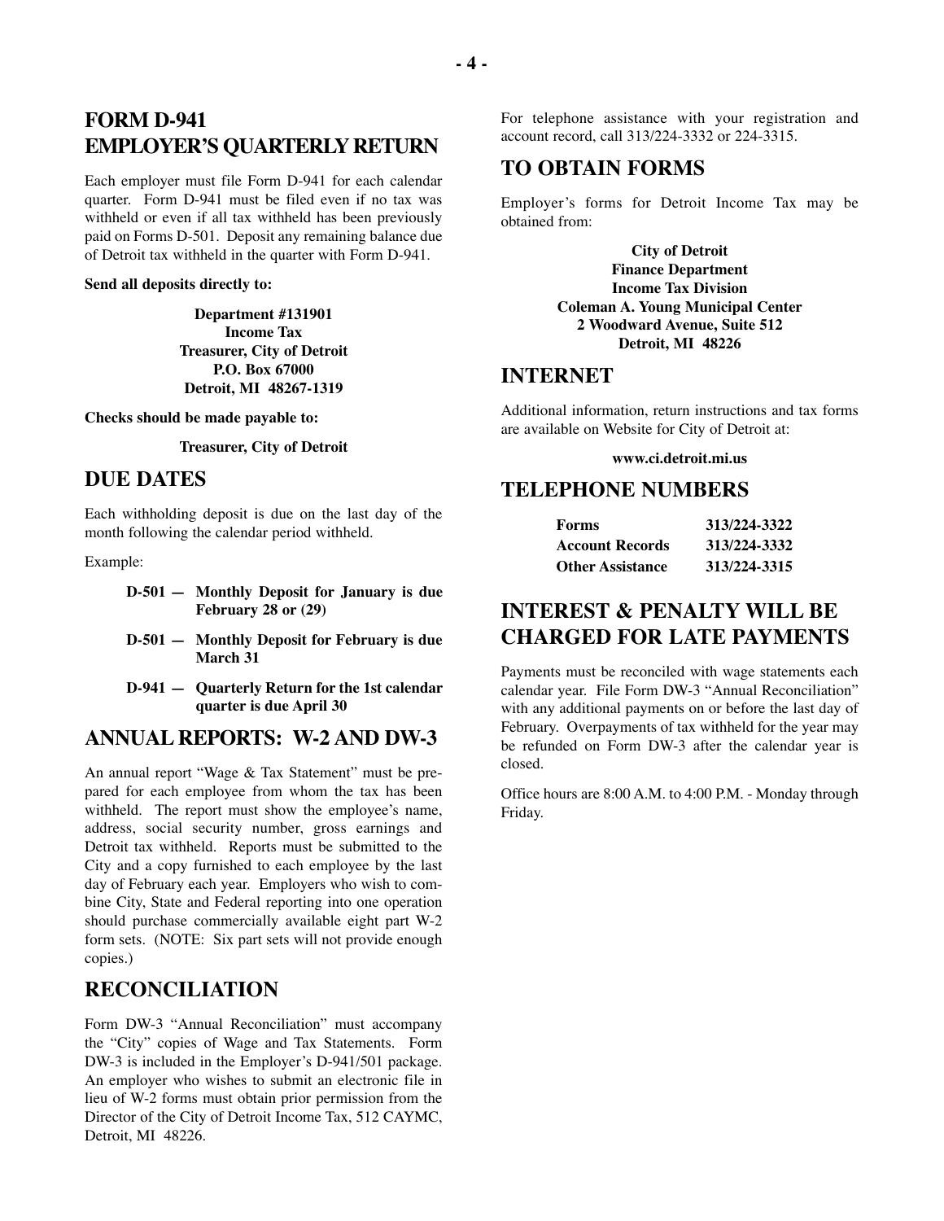## FORM D-941 EMPLOYER'S QUARTERLY RETURN

Each employer must file Form D-941 for each calendar quarter. Form D-941 must be filed even if no tax was withheld or even if all tax withheld has been previously paid on Forms D-501. Deposit any remaining balance due of Detroit tax withheld in the quarter with Form D-941.

**Send all deposits directly to:**

**Department #131901**
**Income Tax**
**Treasurer, City of Detroit**
**P.O. Box 67000**
**Detroit, MI 48267-1319**

**Checks should be made payable to:**

**Treasurer, City of Detroit**

## DUE DATES

Each withholding deposit is due on the last day of the month following the calendar period withheld.

Example:

- **D-501 — Monthly Deposit for January is due February 28 or (29)**
- **D-501 — Monthly Deposit for February is due March 31**
- **D-941 — Quarterly Return for the 1st calendar quarter is due April 30**

## ANNUAL REPORTS: W-2 AND DW-3

An annual report "Wage & Tax Statement" must be prepared for each employee from whom the tax has been withheld. The report must show the employee's name, address, social security number, gross earnings and Detroit tax withheld. Reports must be submitted to the City and a copy furnished to each employee by the last day of February each year. Employers who wish to combine City, State and Federal reporting into one operation should purchase commercially available eight part W-2 form sets. (NOTE: Six part sets will not provide enough copies.)

## RECONCILIATION

Form DW-3 "Annual Reconciliation" must accompany the "City" copies of Wage and Tax Statements. Form DW-3 is included in the Employer's D-941/501 package. An employer who wishes to submit an electronic file in lieu of W-2 forms must obtain prior permission from the Director of the City of Detroit Income Tax, 512 CAYMC, Detroit, MI 48226.

For telephone assistance with your registration and account record, call 313/224-3332 or 224-3315.

## TO OBTAIN FORMS

Employer's forms for Detroit Income Tax may be obtained from:

**City of Detroit**
**Finance Department**
**Income Tax Division**
**Coleman A. Young Municipal Center**
**2 Woodward Avenue, Suite 512**
**Detroit, MI 48226**

## INTERNET

Additional information, return instructions and tax forms are available on Website for City of Detroit at:

**www.ci.detroit.mi.us**

## TELEPHONE NUMBERS

| | |
|---|---|
| **Forms** | **313/224-3322** |
| **Account Records** | **313/224-3332** |
| **Other Assistance** | **313/224-3315** |

## INTEREST & PENALTY WILL BE CHARGED FOR LATE PAYMENTS

Payments must be reconciled with wage statements each calendar year. File Form DW-3 "Annual Reconciliation" with any additional payments on or before the last day of February. Overpayments of tax withheld for the year may be refunded on Form DW-3 after the calendar year is closed.

Office hours are 8:00 A.M. to 4:00 P.M. - Monday through Friday.